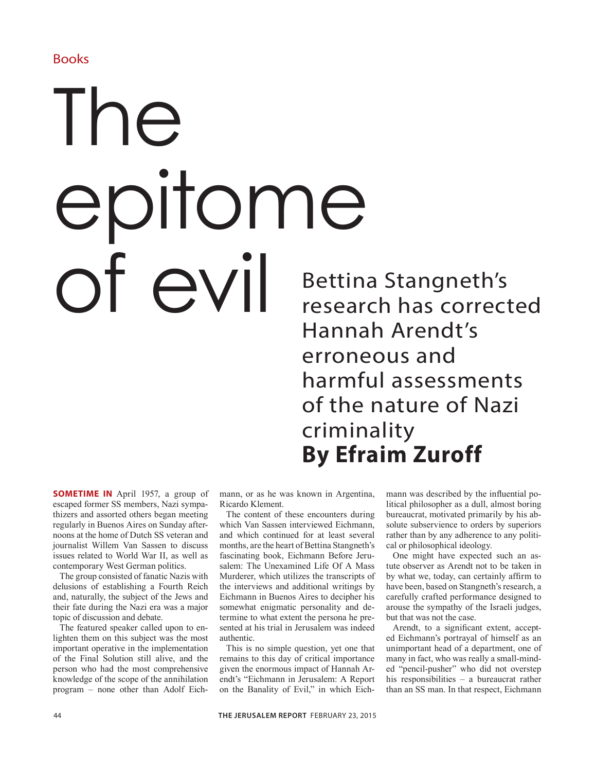Books

# The epitome of evil

## Bettina Stangneth's research has corrected Hannah Arendt's erroneous and harmful assessments of the nature of Nazi criminality

**By Efraim Zuroff**

**SOMETIME IN** April 1957, a group of escaped former SS members, Nazi sympathizers and assorted others began meeting regularly in Buenos Aires on Sunday afternoons at the home of Dutch SS veteran and journalist Willem Van Sassen to discuss issues related to World War II, as well as contemporary West German politics.

The group consisted of fanatic Nazis with delusions of establishing a Fourth Reich and, naturally, the subject of the Jews and their fate during the Nazi era was a major topic of discussion and debate.

The featured speaker called upon to enlighten them on this subject was the most important operative in the implementation of the Final Solution still alive, and the person who had the most comprehensive knowledge of the scope of the annihilation program – none other than Adolf Eichmann, or as he was known in Argentina, Ricardo Klement.

The content of these encounters during which Van Sassen interviewed Eichmann, and which continued for at least several months, are the heart of Bettina Stangneth's fascinating book, Eichmann Before Jerusalem: The Unexamined Life Of A Mass Murderer, which utilizes the transcripts of the interviews and additional writings by Eichmann in Buenos Aires to decipher his somewhat enigmatic personality and determine to what extent the persona he presented at his trial in Jerusalem was indeed authentic.

This is no simple question, yet one that remains to this day of critical importance given the enormous impact of Hannah Arendt's "Eichmann in Jerusalem: A Report on the Banality of Evil," in which Eichmann was described by the influential political philosopher as a dull, almost boring bureaucrat, motivated primarily by his absolute subservience to orders by superiors rather than by any adherence to any political or philosophical ideology.

One might have expected such an astute observer as Arendt not to be taken in by what we, today, can certainly affirm to have been, based on Stangneth's research, a carefully crafted performance designed to arouse the sympathy of the Israeli judges, but that was not the case.

Arendt, to a significant extent, accepted Eichmann's portrayal of himself as an unimportant head of a department, one of many in fact, who was really a small-minded "pencil-pusher" who did not overstep his responsibilities – a bureaucrat rather than an SS man. In that respect, Eichmann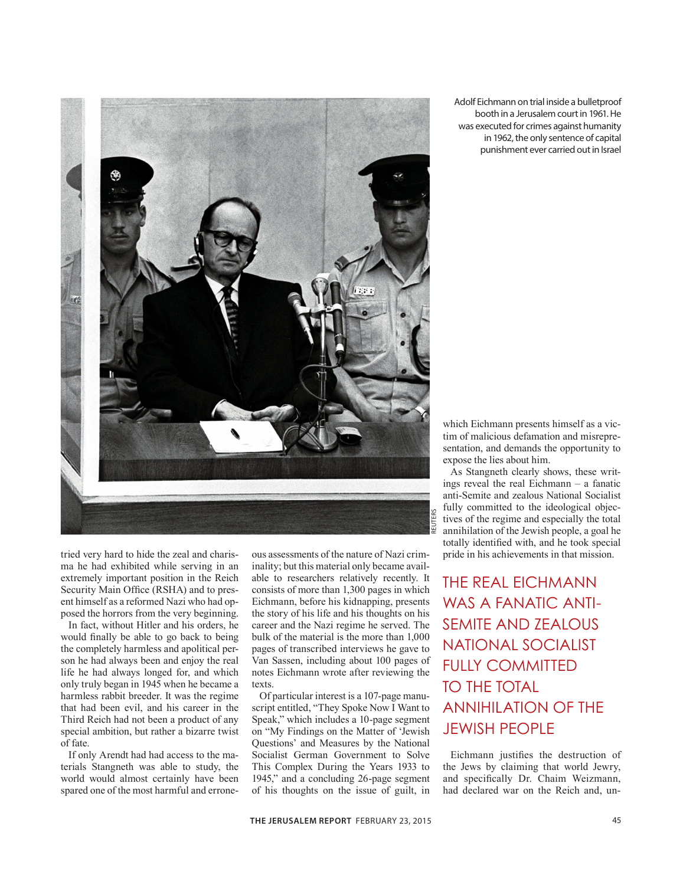Adolf Eichmann on trial inside a bulletproof booth in a Jerusalem court in 1961. He was executed for crimes against humanity in 1962, the only sentence of capital punishment ever carried out in Israel

tried very hard to hide the zeal and charisma he had exhibited while serving in an extremely important position in the Reich Security Main Office (RSHA) and to present himself as a reformed Nazi who had opposed the horrors from the very beginning.

In fact, without Hitler and his orders, he would finally be able to go back to being the completely harmless and apolitical person he had always been and enjoy the real life he had always longed for, and which only truly began in 1945 when he became a harmless rabbit breeder. It was the regime that had been evil, and his career in the Third Reich had not been a product of any special ambition, but rather a bizarre twist of fate.

If only Arendt had had access to the materials Stangneth was able to study, the world would almost certainly have been spared one of the most harmful and erroneous assessments of the nature of Nazi criminality; but this material only became available to researchers relatively recently. It consists of more than 1,300 pages in which Eichmann, before his kidnapping, presents the story of his life and his thoughts on his career and the Nazi regime he served. The bulk of the material is the more than 1,000 pages of transcribed interviews he gave to Van Sassen, including about 100 pages of notes Eichmann wrote after reviewing the texts.

Of particular interest is a 107-page manuscript entitled, "They Spoke Now I Want to Speak," which includes a 10-page segment on "My Findings on the Matter of 'Jewish Questions' and Measures by the National Socialist German Government to Solve This Complex During the Years 1933 to 1945," and a concluding 26-page segment of his thoughts on the issue of guilt, in which Eichmann presents himself as a victim of malicious defamation and misrepresentation, and demands the opportunity to expose the lies about him.

As Stangneth clearly shows, these writings reveal the real Eichmann – a fanatic anti-Semite and zealous National Socialist fully committed to the ideological objectives of the regime and especially the total annihilation of the Jewish people, a goal he totally identified with, and he took special pride in his achievements in that mission.

## THE REAL EICHMANN WAS A FANATIC ANTI-SEMITE AND ZEALOUS NATIONAL SOCIALIST FULLY COMMITTED TO THE TOTAL ANNIHILATION OF THE JEWISH PEOPLE

Eichmann justifies the destruction of the Jews by claiming that world Jewry, and specifically Dr. Chaim Weizmann, had declared war on the Reich and, un-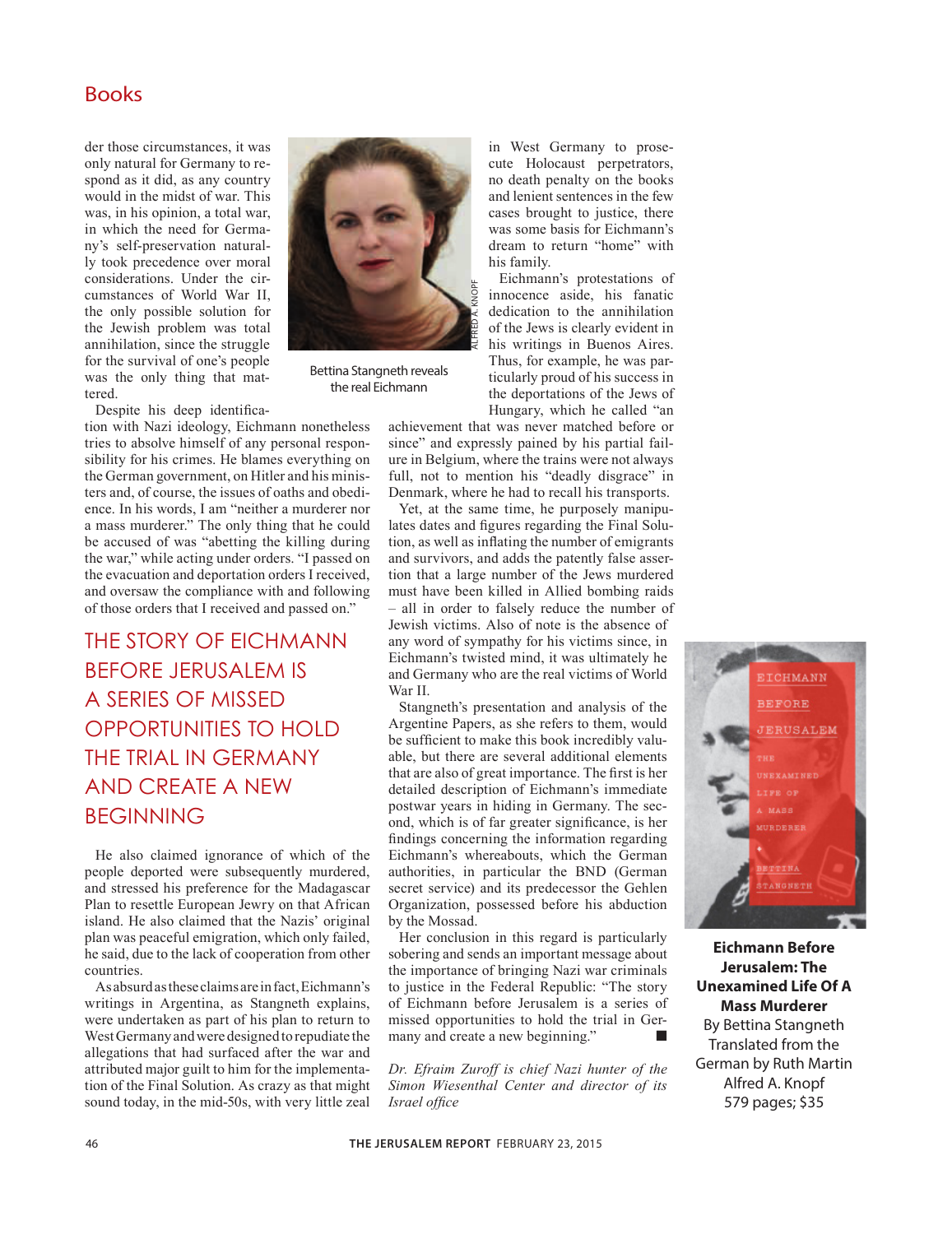der those circumstances, it was only natural for Germany to respond as it did, as any country would in the midst of war. This was, in his opinion, a total war, in which the need for Germany's self-preservation naturally took precedence over moral considerations. Under the circumstances of World War II, the only possible solution for the Jewish problem was total annihilation, since the struggle for the survival of one's people was the only thing that mattered.

Bettina Stangneth reveals the real Eichmann

Despite his deep identification with Nazi ideology, Eichmann nonetheless tries to absolve himself of any personal responsibility for his crimes. He blames everything on the German government, on Hitler and his ministers and, of course, the issues of oaths and obedience. In his words, I am "neither a murderer nor a mass murderer." The only thing that he could be accused of was "abetting the killing during the war," while acting under orders. "I passed on the evacuation and deportation orders I received, and oversaw the compliance with and following of those orders that I received and passed on."

## THE STORY OF EICHMANN BEFORE JERUSALEM IS A SERIES OF MISSED OPPORTUNITIES TO HOLD THE TRIAL IN GERMANY AND CREATE A NEW BEGINNING

He also claimed ignorance of which of the people deported were subsequently murdered, and stressed his preference for the Madagascar Plan to resettle European Jewry on that African island. He also claimed that the Nazis' original plan was peaceful emigration, which only failed, he said, due to the lack of cooperation from other countries.

As absurd as these claims are in fact, Eichmann's writings in Argentina, as Stangneth explains, were undertaken as part of his plan to return to West Germany and were designed to repudiate the allegations that had surfaced after the war and attributed major guilt to him for the implementation of the Final Solution. As crazy as that might sound today, in the mid-50s, with very little zeal in West Germany to prosecute Holocaust perpetrators, no death penalty on the books and lenient sentences in the few cases brought to justice, there was some basis for Eichmann's dream to return "home" with his family.

Eichmann's protestations of innocence aside, his fanatic dedication to the annihilation of the Jews is clearly evident in his writings in Buenos Aires. Thus, for example, he was particularly proud of his success in the deportations of the Jews of Hungary, which he called "an achievement that was never matched before or since" and expressly pained by his partial failure in Belgium, where the trains were not always full, not to mention his "deadly disgrace" in Denmark, where he had to recall his transports.

Yet, at the same time, he purposely manipulates dates and figures regarding the Final Solution, as well as inflating the number of emigrants and survivors, and adds the patently false assertion that a large number of the Jews murdered must have been killed in Allied bombing raids – all in order to falsely reduce the number of Jewish victims. Also of note is the absence of any word of sympathy for his victims since, in Eichmann's twisted mind, it was ultimately he and Germany who are the real victims of World War II.

Stangneth's presentation and analysis of the Argentine Papers, as she refers to them, would be sufficient to make this book incredibly valuable, but there are several additional elements that are also of great importance. The first is her detailed description of Eichmann's immediate postwar years in hiding in Germany. The second, which is of far greater significance, is her findings concerning the information regarding Eichmann's whereabouts, which the German authorities, in particular the BND (German secret service) and its predecessor the Gehlen Organization, possessed before his abduction by the Mossad.

Her conclusion in this regard is particularly sobering and sends an important message about the importance of bringing Nazi war criminals to justice in the Federal Republic: "The story of Eichmann before Jerusalem is a series of missed opportunities to hold the trial in Germany and create a new beginning." ■

*Dr. Efraim Zuroff is chief Nazi hunter of the Simon Wiesenthal Center and director of its Israel office*

**Eichmann Before Jerusalem: The Unexamined Life Of A Mass Murderer**
By Bettina Stangneth
Translated from the German by Ruth Martin
Alfred A. Knopf
579 pages; $35